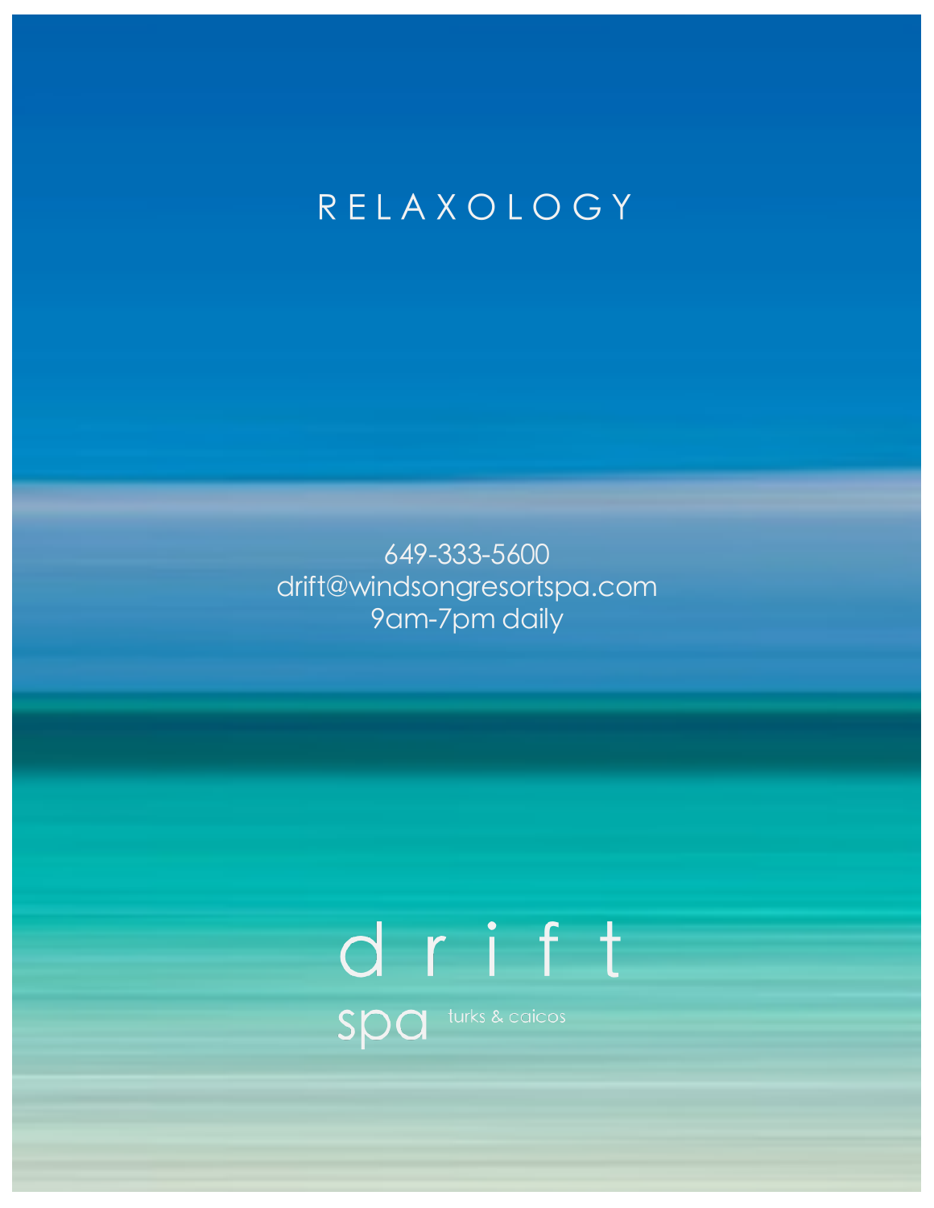# RELAXOLOGY

649-333-5600
drift@windsongresortspa.com
9am-7pm daily

drift
spa turks & caicos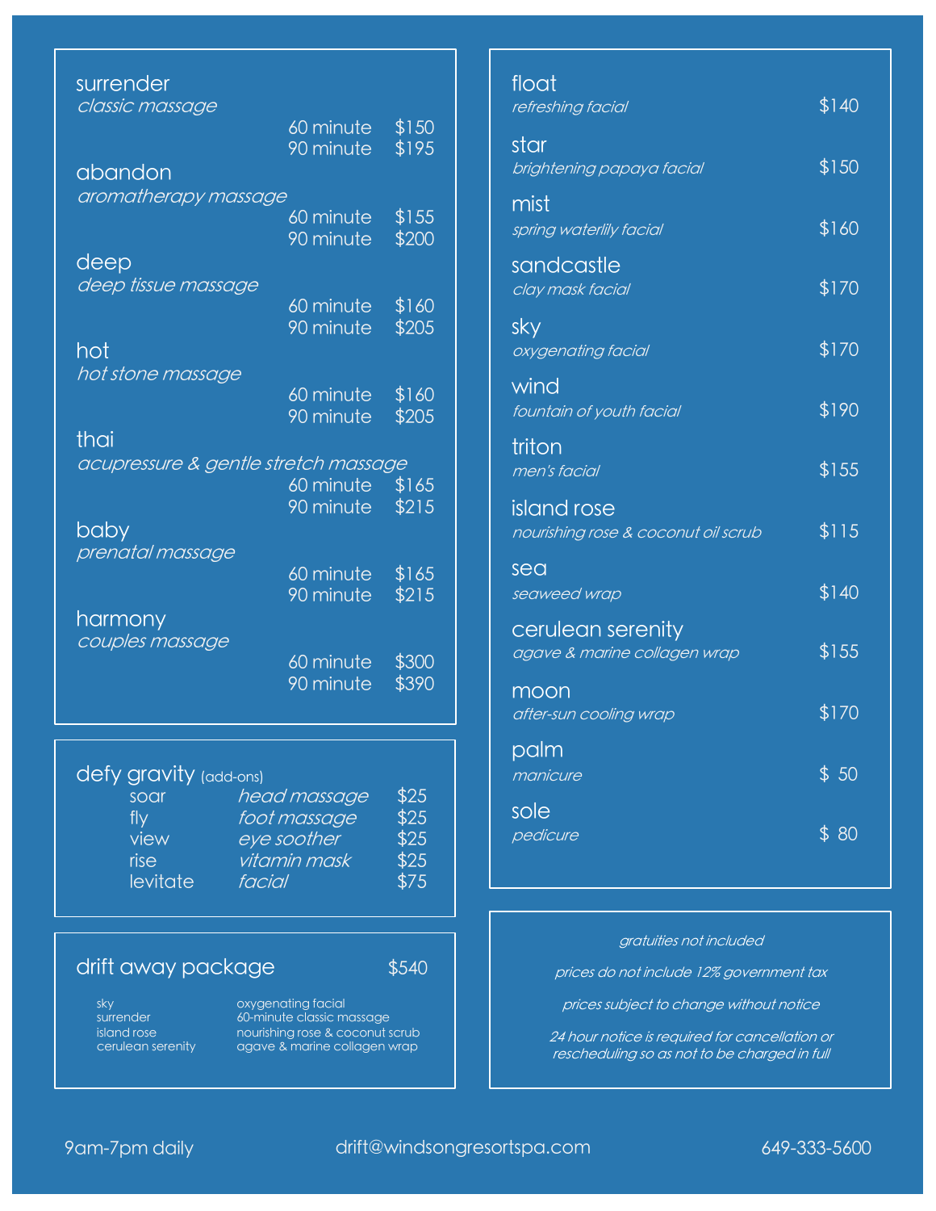## surrender
*classic massage*

| | |
|---|---|
| 60 minute | $150 |
| 90 minute | $195 |

## abandon
*aromatherapy massage*

| | |
|---|---|
| 60 minute | $155 |
| 90 minute | $200 |

## deep
*deep tissue massage*

| | |
|---|---|
| 60 minute | $160 |
| 90 minute | $205 |

## hot
*hot stone massage*

| | |
|---|---|
| 60 minute | $160 |
| 90 minute | $205 |

## thai
*acupressure & gentle stretch massage*

| | |
|---|---|
| 60 minute | $165 |
| 90 minute | $215 |

## baby
*prenatal massage*

| | |
|---|---|
| 60 minute | $165 |
| 90 minute | $215 |

## harmony
*couples massage*

| | |
|---|---|
| 60 minute | $300 |
| 90 minute | $390 |

## defy gravity (add-ons)

| | | |
|---|---|---|
| soar | *head massage* | $25 |
| fly | *foot massage* | $25 |
| view | *eye soother* | $25 |
| rise | *vitamin mask* | $25 |
| levitate | *facial* | $75 |

## drift away package $540

| | |
|---|---|
| sky | oxygenating facial |
| surrender | 60-minute classic massage |
| island rose | nourishing rose & coconut scrub |
| cerulean serenity | agave & marine collagen wrap |

## float
*refreshing facial* $140

## star
*brightening papaya facial* $150

## mist
*spring waterlily facial* $160

## sandcastle
*clay mask facial* $170

## sky
*oxygenating facial* $170

## wind
*fountain of youth facial* $190

## triton
*men's facial* $155

## island rose
*nourishing rose & coconut oil scrub* $115

## sea
*seaweed wrap* $140

## cerulean serenity
*agave & marine collagen wrap* $155

## moon
*after-sun cooling wrap* $170

## palm
*manicure* $ 50

## sole
*pedicure* $ 80

*gratuities not included*

*prices do not include 12% government tax*

*prices subject to change without notice*

*24 hour notice is required for cancellation or rescheduling so as not to be charged in full*

9am-7pm daily | drift@windsongresortspa.com | 649-333-5600